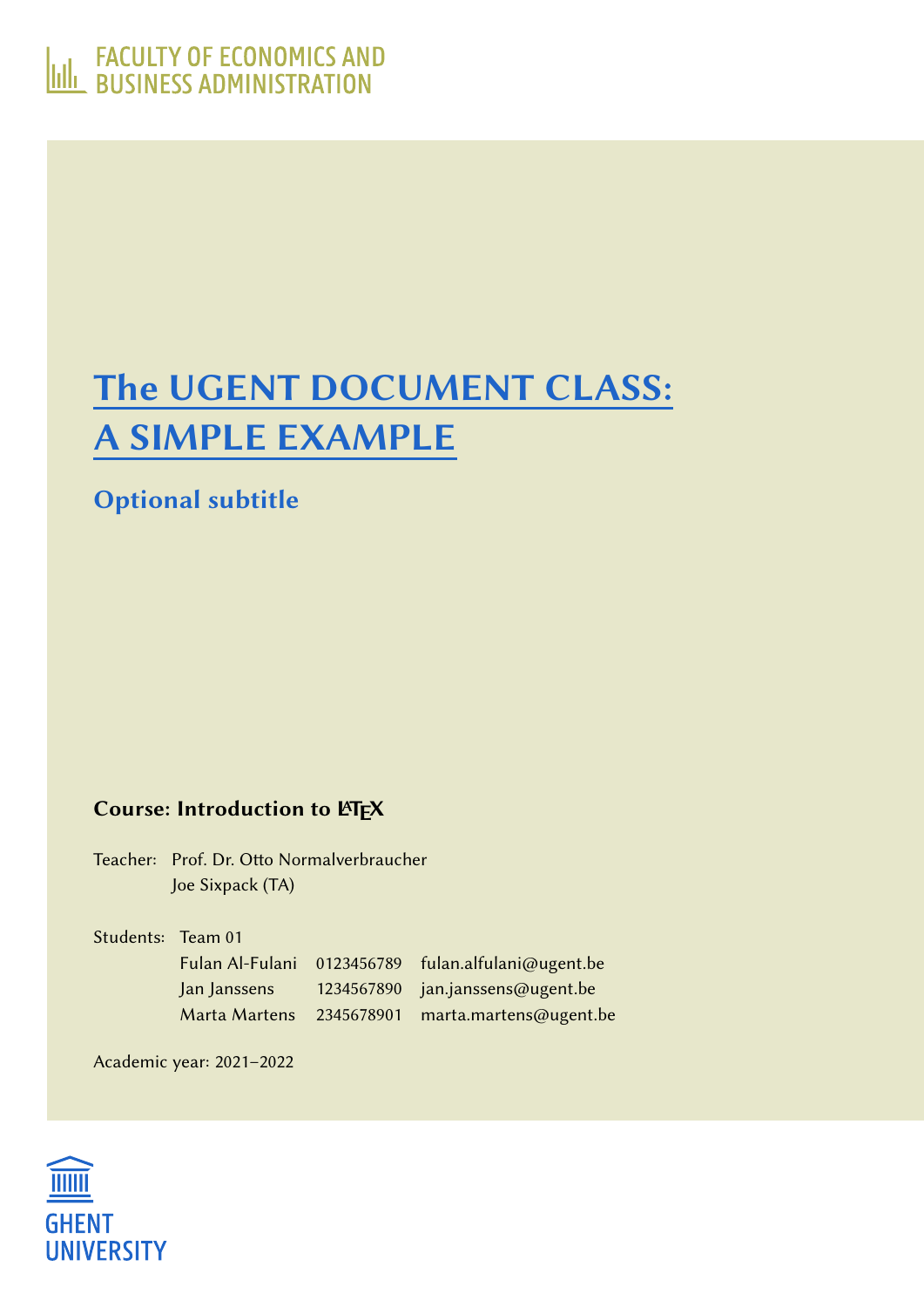FACULTY OF ECONOMICS AND BUSINESS ADMINISTRATION

# The UGENT DOCUMENT CLASS: A SIMPLE EXAMPLE

## Optional subtitle

**Course: Introduction to LaTeX**

Teacher: Prof. Dr. Otto Normalverbraucher
Joe Sixpack (TA)

Students: Team 01

| | | |
|---|---|---|
| Fulan Al-Fulani | 0123456789 | fulan.alfulani@ugent.be |
| Jan Janssens | 1234567890 | jan.janssens@ugent.be |
| Marta Martens | 2345678901 | marta.martens@ugent.be |

Academic year: 2021–2022

GHENT UNIVERSITY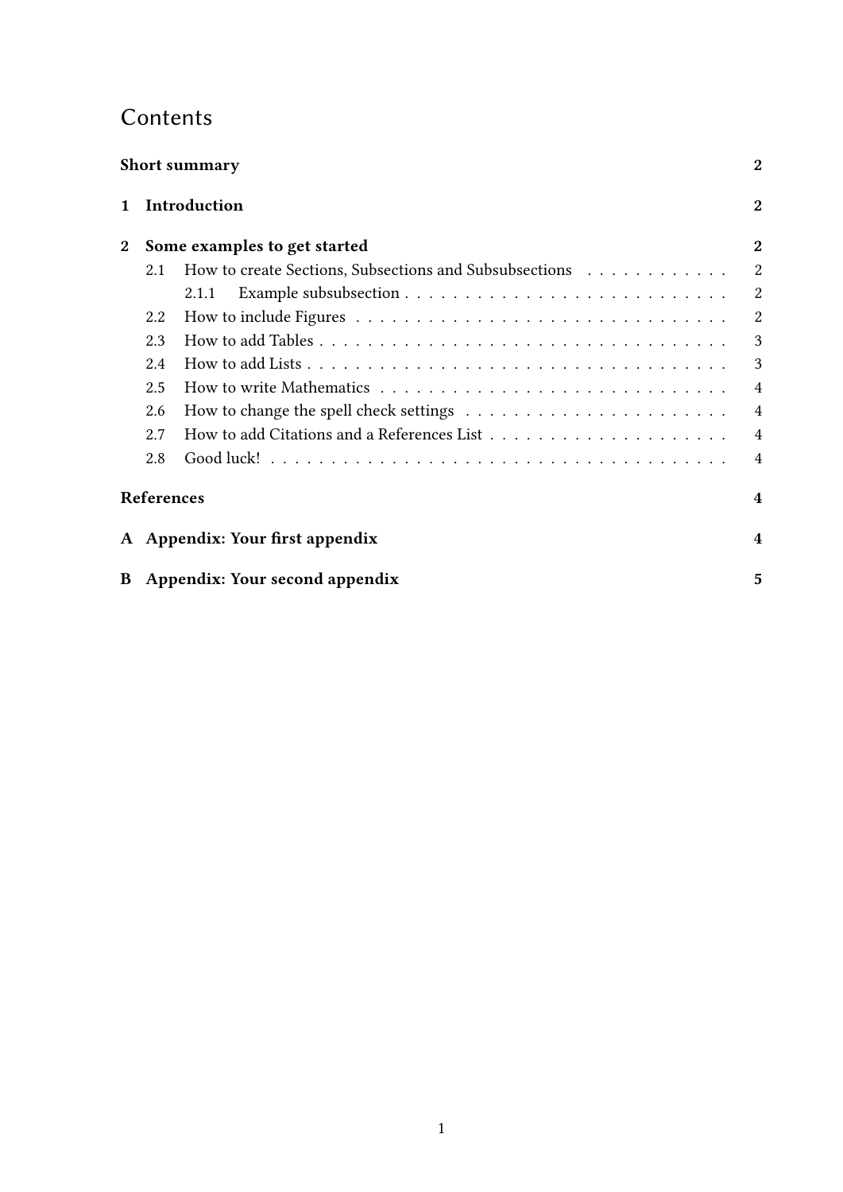# Contents

**Short summary** **2**

**1 Introduction** **2**

**2 Some examples to get started** **2**

- 2.1 How to create Sections, Subsections and Subsubsections . . . . . . . . . . . . 2
  - 2.1.1 Example subsubsection . . . . . . . . . . . . . . . . . . . . . . . . . . 2
- 2.2 How to include Figures . . . . . . . . . . . . . . . . . . . . . . . . . . . . . . . 2
- 2.3 How to add Tables . . . . . . . . . . . . . . . . . . . . . . . . . . . . . . . . . 3
- 2.4 How to add Lists . . . . . . . . . . . . . . . . . . . . . . . . . . . . . . . . . . 3
- 2.5 How to write Mathematics . . . . . . . . . . . . . . . . . . . . . . . . . . . . 4
- 2.6 How to change the spell check settings . . . . . . . . . . . . . . . . . . . . . 4
- 2.7 How to add Citations and a References List . . . . . . . . . . . . . . . . . . . 4
- 2.8 Good luck! . . . . . . . . . . . . . . . . . . . . . . . . . . . . . . . . . . . . . 4

**References** **4**

**A Appendix: Your first appendix** **4**

**B Appendix: Your second appendix** **5**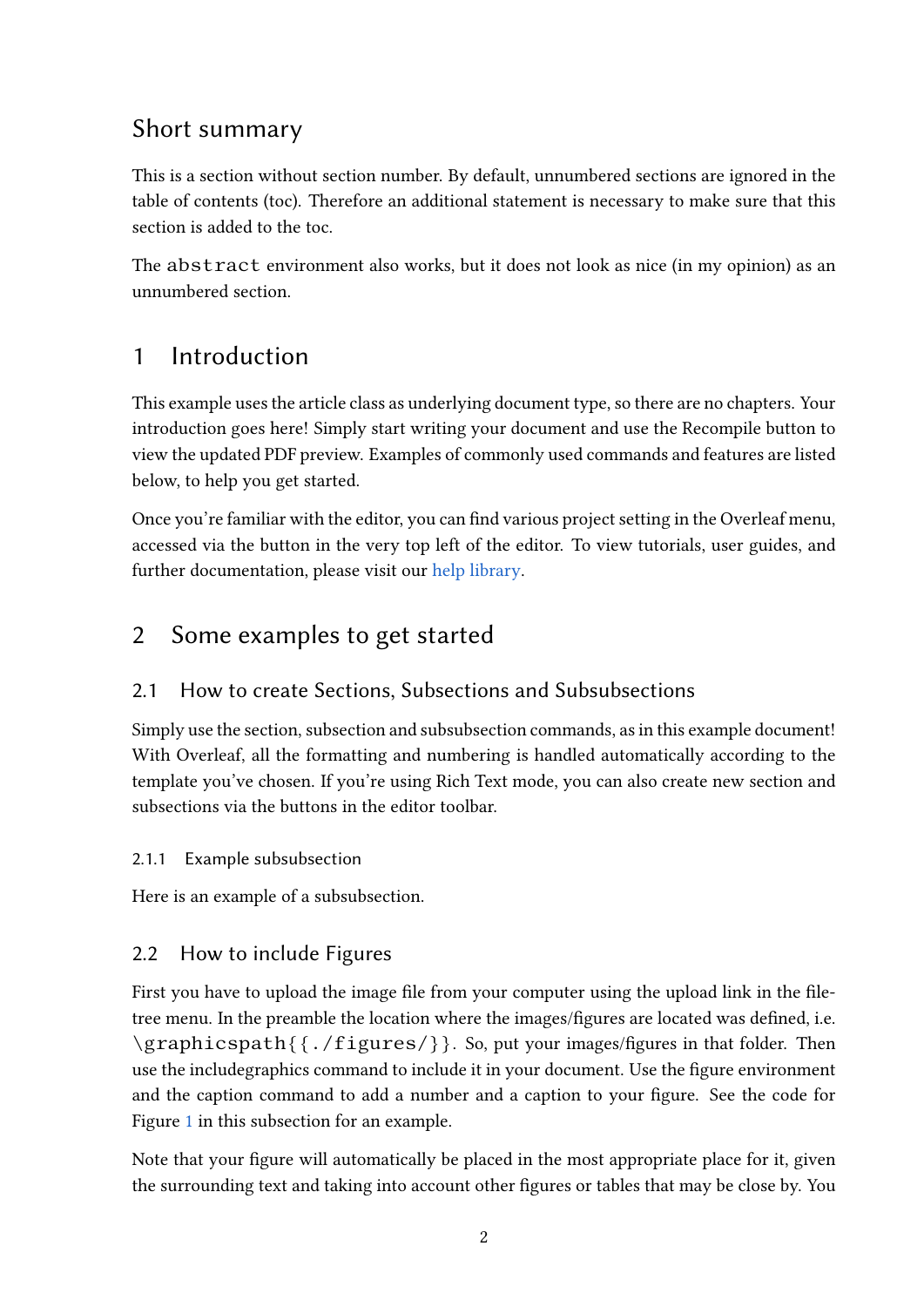## Short summary

This is a section without section number. By default, unnumbered sections are ignored in the table of contents (toc). Therefore an additional statement is necessary to make sure that this section is added to the toc.

The `abstract` environment also works, but it does not look as nice (in my opinion) as an unnumbered section.

## 1 Introduction

This example uses the article class as underlying document type, so there are no chapters. Your introduction goes here! Simply start writing your document and use the Recompile button to view the updated PDF preview. Examples of commonly used commands and features are listed below, to help you get started.

Once you're familiar with the editor, you can find various project setting in the Overleaf menu, accessed via the button in the very top left of the editor. To view tutorials, user guides, and further documentation, please visit our help library.

## 2 Some examples to get started

### 2.1 How to create Sections, Subsections and Subsubsections

Simply use the section, subsection and subsubsection commands, as in this example document! With Overleaf, all the formatting and numbering is handled automatically according to the template you've chosen. If you're using Rich Text mode, you can also create new section and subsections via the buttons in the editor toolbar.

#### 2.1.1 Example subsubsection

Here is an example of a subsubsection.

### 2.2 How to include Figures

First you have to upload the image file from your computer using the upload link in the file-tree menu. In the preamble the location where the images/figures are located was defined, i.e. `\graphicspath{{./figures/}}`. So, put your images/figures in that folder. Then use the includegraphics command to include it in your document. Use the figure environment and the caption command to add a number and a caption to your figure. See the code for Figure 1 in this subsection for an example.

Note that your figure will automatically be placed in the most appropriate place for it, given the surrounding text and taking into account other figures or tables that may be close by. You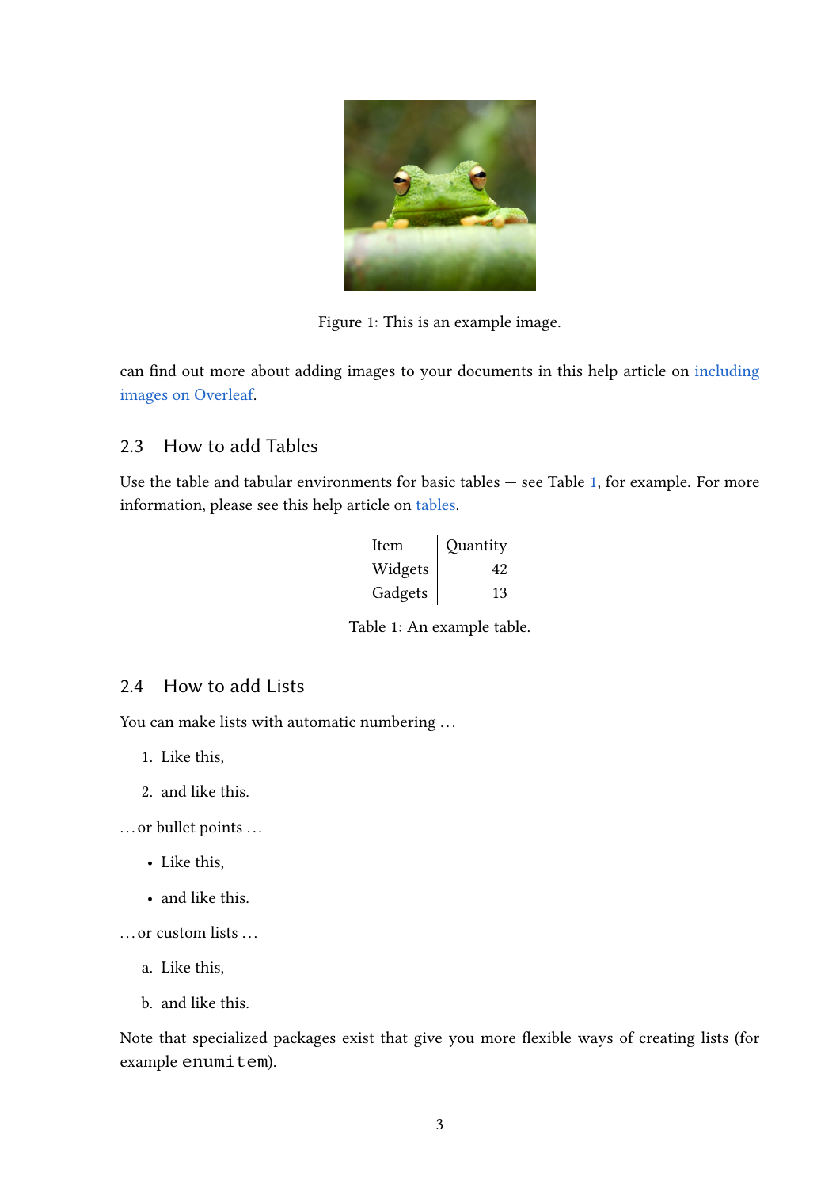Figure 1: This is an example image.

can find out more about adding images to your documents in this help article on including images on Overleaf.

### 2.3 How to add Tables

Use the table and tabular environments for basic tables — see Table 1, for example. For more information, please see this help article on tables.

| Item | Quantity |
|---|---:|
| Widgets | 42 |
| Gadgets | 13 |

Table 1: An example table.

### 2.4 How to add Lists

You can make lists with automatic numbering ...

1. Like this,
2. and like this.

... or bullet points ...

- Like this,
- and like this.

... or custom lists ...

a. Like this,

b. and like this.

Note that specialized packages exist that give you more flexible ways of creating lists (for example `enumitem`).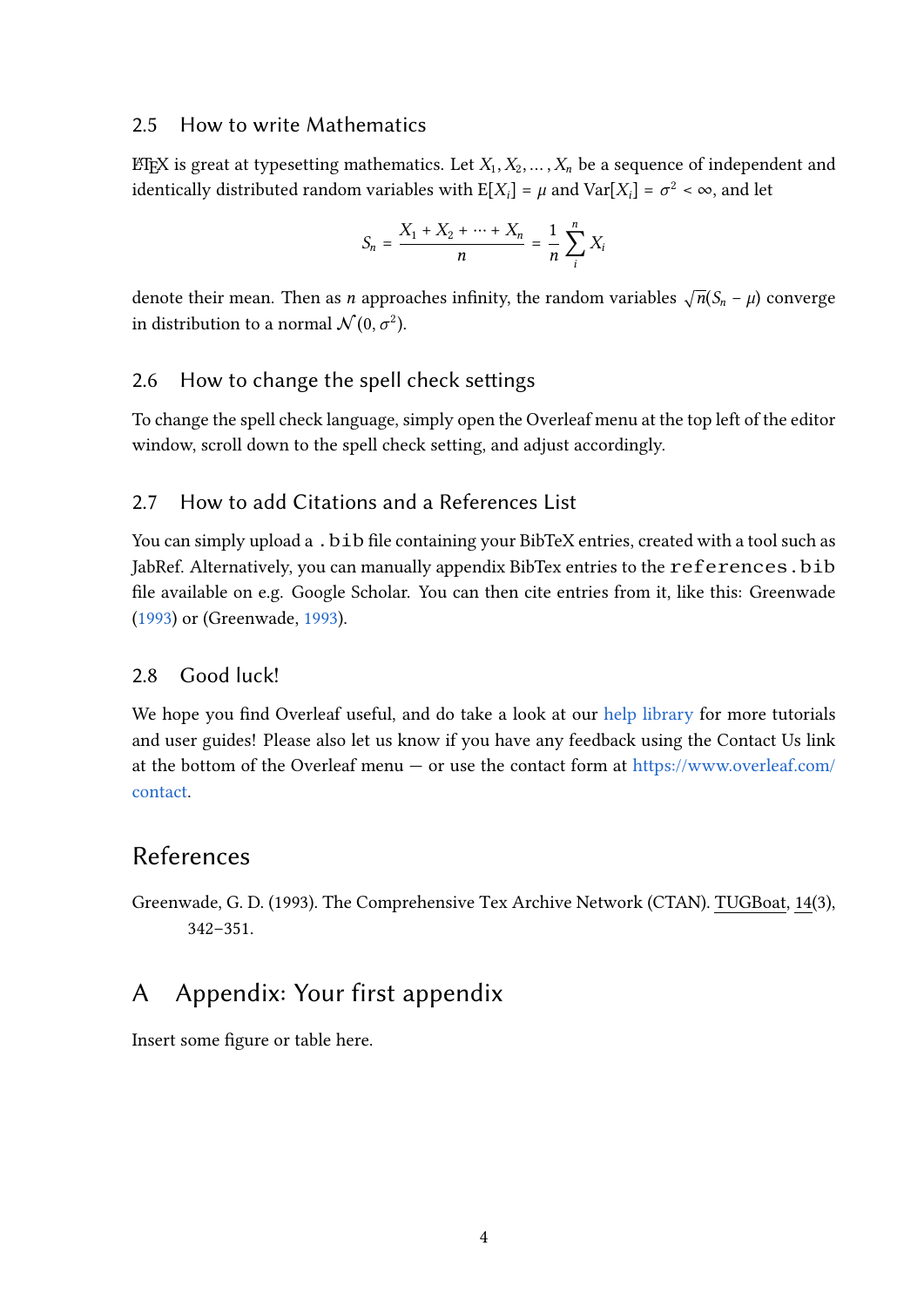### 2.5 How to write Mathematics

LaTeX is great at typesetting mathematics. Let $X_1, X_2, \ldots, X_n$ be a sequence of independent and identically distributed random variables with $\text{E}[X_i] = \mu$ and $\text{Var}[X_i] = \sigma^2 < \infty$, and let

$$S_n = \frac{X_1 + X_2 + \cdots + X_n}{n} = \frac{1}{n} \sum_i^n X_i$$

denote their mean. Then as $n$ approaches infinity, the random variables $\sqrt{n}(S_n - \mu)$ converge in distribution to a normal $\mathcal{N}(0, \sigma^2)$.

### 2.6 How to change the spell check settings

To change the spell check language, simply open the Overleaf menu at the top left of the editor window, scroll down to the spell check setting, and adjust accordingly.

### 2.7 How to add Citations and a References List

You can simply upload a `.bib` file containing your BibTeX entries, created with a tool such as JabRef. Alternatively, you can manually appendix BibTex entries to the `references.bib` file available on e.g. Google Scholar. You can then cite entries from it, like this: Greenwade (1993) or (Greenwade, 1993).

### 2.8 Good luck!

We hope you find Overleaf useful, and do take a look at our help library for more tutorials and user guides! Please also let us know if you have any feedback using the Contact Us link at the bottom of the Overleaf menu — or use the contact form at https://www.overleaf.com/contact.

## References

Greenwade, G. D. (1993). The Comprehensive Tex Archive Network (CTAN). TUGBoat, 14(3), 342–351.

## A Appendix: Your first appendix

Insert some figure or table here.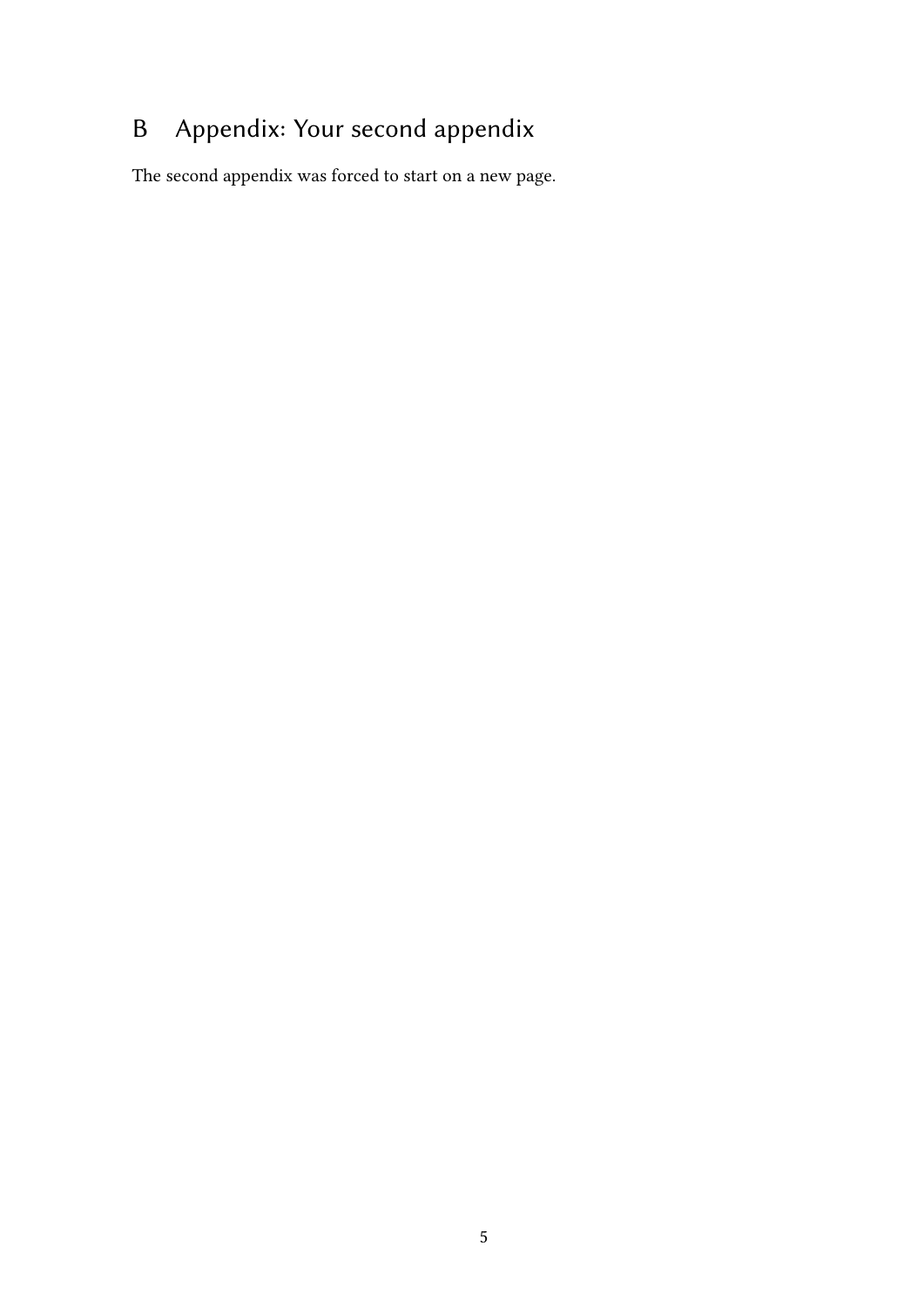# B Appendix: Your second appendix

The second appendix was forced to start on a new page.